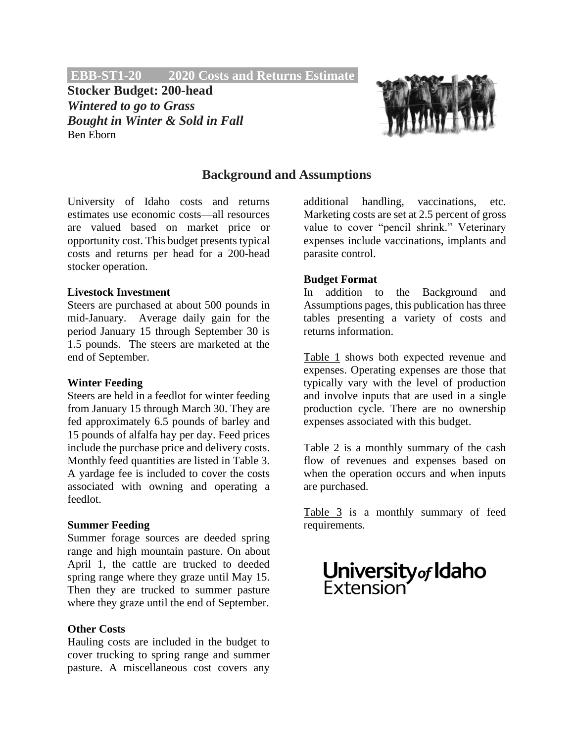**EBB-ST1-20 2020 Costs and Returns Estimate**

# Stocker Budget: 200-head
## *Wintered to go to Grass*
## *Bought in Winter & Sold in Fall*

Ben Eborn

## Background and Assumptions

University of Idaho costs and returns estimates use economic costs—all resources are valued based on market price or opportunity cost. This budget presents typical costs and returns per head for a 200-head stocker operation.

**Livestock Investment**

Steers are purchased at about 500 pounds in mid-January. Average daily gain for the period January 15 through September 30 is 1.5 pounds. The steers are marketed at the end of September.

**Winter Feeding**

Steers are held in a feedlot for winter feeding from January 15 through March 30. They are fed approximately 6.5 pounds of barley and 15 pounds of alfalfa hay per day. Feed prices include the purchase price and delivery costs. Monthly feed quantities are listed in Table 3. A yardage fee is included to cover the costs associated with owning and operating a feedlot.

**Summer Feeding**

Summer forage sources are deeded spring range and high mountain pasture. On about April 1, the cattle are trucked to deeded spring range where they graze until May 15. Then they are trucked to summer pasture where they graze until the end of September.

**Other Costs**

Hauling costs are included in the budget to cover trucking to spring range and summer pasture. A miscellaneous cost covers any additional handling, vaccinations, etc. Marketing costs are set at 2.5 percent of gross value to cover "pencil shrink." Veterinary expenses include vaccinations, implants and parasite control.

**Budget Format**

In addition to the Background and Assumptions pages, this publication has three tables presenting a variety of costs and returns information.

Table 1 shows both expected revenue and expenses. Operating expenses are those that typically vary with the level of production and involve inputs that are used in a single production cycle. There are no ownership expenses associated with this budget.

Table 2 is a monthly summary of the cash flow of revenues and expenses based on when the operation occurs and when inputs are purchased.

Table 3 is a monthly summary of feed requirements.

University of Idaho Extension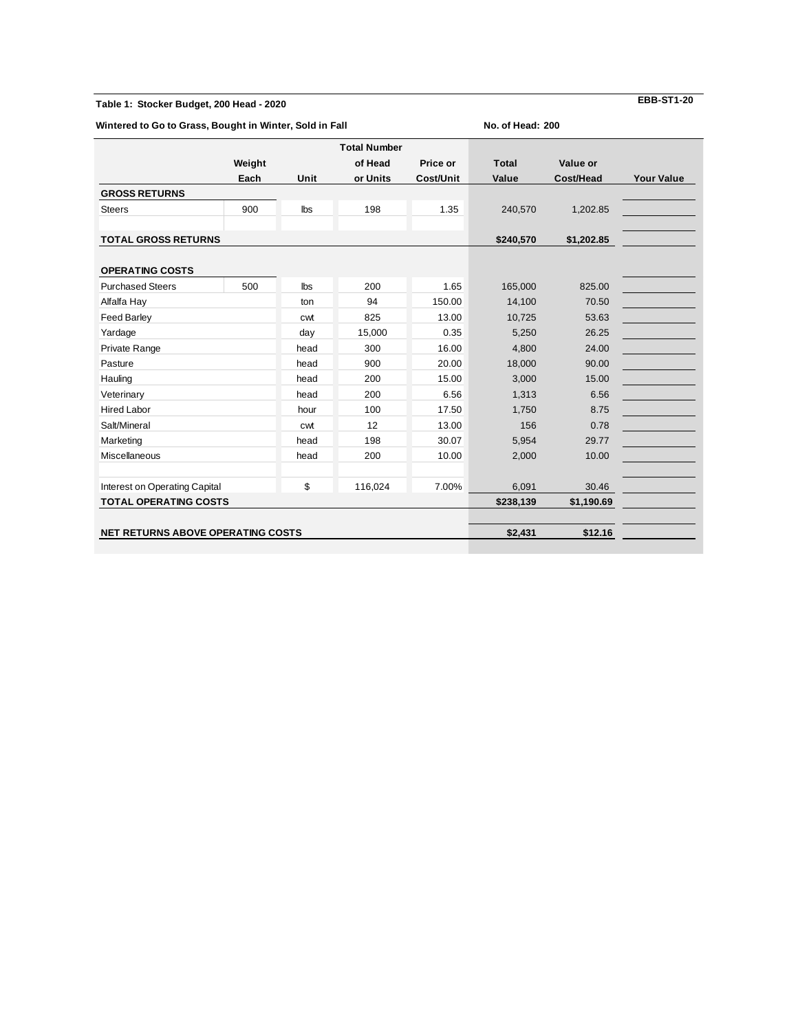**Table 1: Stocker Budget, 200 Head - 2020** — EBB-ST1-20

**Wintered to Go to Grass, Bought in Winter, Sold in Fall** — No. of Head: 200

| | Weight Each | Unit | Total Number of Head or Units | Price or Cost/Unit | Total Value | Value or Cost/Head | Your Value |
|---|---|---|---|---|---|---|---|
| **GROSS RETURNS** | | | | | | | |
| Steers | 900 | lbs | 198 | 1.35 | 240,570 | 1,202.85 | |
| | | | | | | | |
| **TOTAL GROSS RETURNS** | | | | | **$240,570** | **$1,202.85** | |
| | | | | | | | |
| **OPERATING COSTS** | | | | | | | |
| Purchased Steers | 500 | lbs | 200 | 1.65 | 165,000 | 825.00 | |
| Alfalfa Hay | | ton | 94 | 150.00 | 14,100 | 70.50 | |
| Feed Barley | | cwt | 825 | 13.00 | 10,725 | 53.63 | |
| Yardage | | day | 15,000 | 0.35 | 5,250 | 26.25 | |
| Private Range | | head | 300 | 16.00 | 4,800 | 24.00 | |
| Pasture | | head | 900 | 20.00 | 18,000 | 90.00 | |
| Hauling | | head | 200 | 15.00 | 3,000 | 15.00 | |
| Veterinary | | head | 200 | 6.56 | 1,313 | 6.56 | |
| Hired Labor | | hour | 100 | 17.50 | 1,750 | 8.75 | |
| Salt/Mineral | | cwt | 12 | 13.00 | 156 | 0.78 | |
| Marketing | | head | 198 | 30.07 | 5,954 | 29.77 | |
| Miscellaneous | | head | 200 | 10.00 | 2,000 | 10.00 | |
| | | | | | | | |
| Interest on Operating Capital | | $ | 116,024 | 7.00% | 6,091 | 30.46 | |
| **TOTAL OPERATING COSTS** | | | | | **$238,139** | **$1,190.69** | |
| | | | | | | | |
| **NET RETURNS ABOVE OPERATING COSTS** | | | | | **$2,431** | **$12.16** | |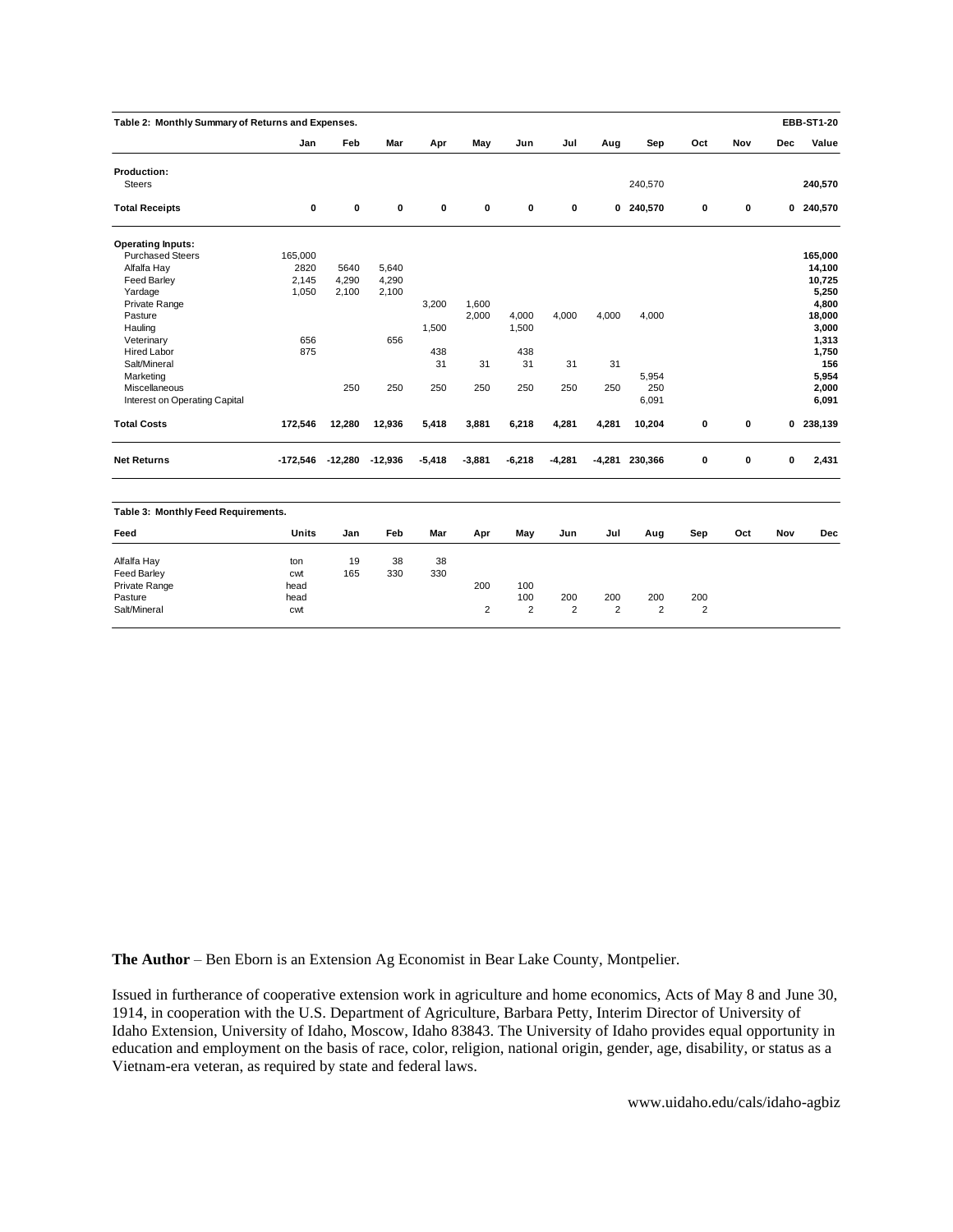**Table 2: Monthly Summary of Returns and Expenses.** **EBB-ST1-20**

| | Jan | Feb | Mar | Apr | May | Jun | Jul | Aug | Sep | Oct | Nov | Dec | Value |
|---|---|---|---|---|---|---|---|---|---|---|---|---|---|
| **Production:** | | | | | | | | | | | | | |
| Steers | | | | | | | | | 240,570 | | | | **240,570** |
| **Total Receipts** | **0** | **0** | **0** | **0** | **0** | **0** | **0** | **0** | **240,570** | **0** | **0** | **0** | **240,570** |
| **Operating Inputs:** | | | | | | | | | | | | | |
| Purchased Steers | 165,000 | | | | | | | | | | | | **165,000** |
| Alfalfa Hay | 2820 | 5640 | 5,640 | | | | | | | | | | **14,100** |
| Feed Barley | 2,145 | 4,290 | 4,290 | | | | | | | | | | **10,725** |
| Yardage | 1,050 | 2,100 | 2,100 | | | | | | | | | | **5,250** |
| Private Range | | | | 3,200 | 1,600 | | | | | | | | **4,800** |
| Pasture | | | | | 2,000 | 4,000 | 4,000 | 4,000 | 4,000 | | | | **18,000** |
| Hauling | | | | 1,500 | | 1,500 | | | | | | | **3,000** |
| Veterinary | 656 | | 656 | | | | | | | | | | **1,313** |
| Hired Labor | 875 | | | 438 | | 438 | | | | | | | **1,750** |
| Salt/Mineral | | | | 31 | 31 | 31 | 31 | 31 | | | | | **156** |
| Marketing | | | | | | | | | 5,954 | | | | **5,954** |
| Miscellaneous | | 250 | 250 | 250 | 250 | 250 | 250 | 250 | 250 | | | | **2,000** |
| Interest on Operating Capital | | | | | | | | | 6,091 | | | | **6,091** |
| **Total Costs** | **172,546** | **12,280** | **12,936** | **5,418** | **3,881** | **6,218** | **4,281** | **4,281** | **10,204** | **0** | **0** | **0** | **238,139** |
| **Net Returns** | **-172,546** | **-12,280** | **-12,936** | **-5,418** | **-3,881** | **-6,218** | **-4,281** | **-4,281** | **230,366** | **0** | **0** | **0** | **2,431** |

**Table 3: Monthly Feed Requirements.**

| Feed | Units | Jan | Feb | Mar | Apr | May | Jun | Jul | Aug | Sep | Oct | Nov | Dec |
|---|---|---|---|---|---|---|---|---|---|---|---|---|---|
| Alfalfa Hay | ton | 19 | 38 | 38 | | | | | | | | | |
| Feed Barley | cwt | 165 | 330 | 330 | | | | | | | | | |
| Private Range | head | | | | 200 | 100 | | | | | | | |
| Pasture | head | | | | | 100 | 200 | 200 | 200 | 200 | | | |
| Salt/Mineral | cwt | | | | 2 | 2 | 2 | 2 | 2 | 2 | | | |

**The Author** – Ben Eborn is an Extension Ag Economist in Bear Lake County, Montpelier.

Issued in furtherance of cooperative extension work in agriculture and home economics, Acts of May 8 and June 30, 1914, in cooperation with the U.S. Department of Agriculture, Barbara Petty, Interim Director of University of Idaho Extension, University of Idaho, Moscow, Idaho 83843. The University of Idaho provides equal opportunity in education and employment on the basis of race, color, religion, national origin, gender, age, disability, or status as a Vietnam-era veteran, as required by state and federal laws.

www.uidaho.edu/cals/idaho-agbiz